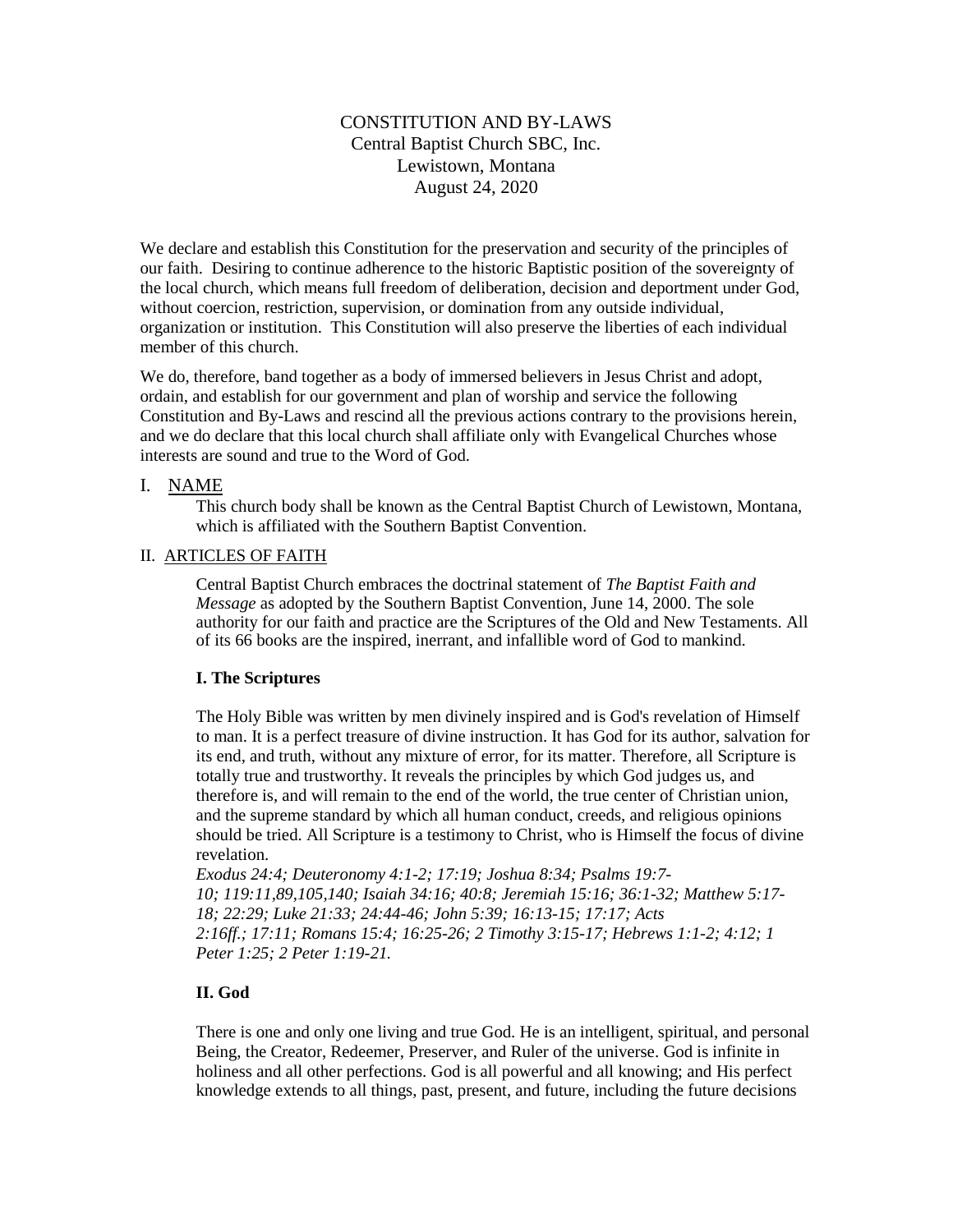# CONSTITUTION AND BY-LAWS
## Central Baptist Church SBC, Inc.
## Lewistown, Montana
## August 24, 2020

We declare and establish this Constitution for the preservation and security of the principles of our faith. Desiring to continue adherence to the historic Baptistic position of the sovereignty of the local church, which means full freedom of deliberation, decision and deportment under God, without coercion, restriction, supervision, or domination from any outside individual, organization or institution. This Constitution will also preserve the liberties of each individual member of this church.

We do, therefore, band together as a body of immersed believers in Jesus Christ and adopt, ordain, and establish for our government and plan of worship and service the following Constitution and By-Laws and rescind all the previous actions contrary to the provisions herein, and we do declare that this local church shall affiliate only with Evangelical Churches whose interests are sound and true to the Word of God.

## I. NAME

This church body shall be known as the Central Baptist Church of Lewistown, Montana, which is affiliated with the Southern Baptist Convention.

## II. ARTICLES OF FAITH

Central Baptist Church embraces the doctrinal statement of *The Baptist Faith and Message* as adopted by the Southern Baptist Convention, June 14, 2000. The sole authority for our faith and practice are the Scriptures of the Old and New Testaments. All of its 66 books are the inspired, inerrant, and infallible word of God to mankind.

### I. The Scriptures

The Holy Bible was written by men divinely inspired and is God's revelation of Himself to man. It is a perfect treasure of divine instruction. It has God for its author, salvation for its end, and truth, without any mixture of error, for its matter. Therefore, all Scripture is totally true and trustworthy. It reveals the principles by which God judges us, and therefore is, and will remain to the end of the world, the true center of Christian union, and the supreme standard by which all human conduct, creeds, and religious opinions should be tried. All Scripture is a testimony to Christ, who is Himself the focus of divine revelation.

*Exodus 24:4; Deuteronomy 4:1-2; 17:19; Joshua 8:34; Psalms 19:7-10; 119:11,89,105,140; Isaiah 34:16; 40:8; Jeremiah 15:16; 36:1-32; Matthew 5:17-18; 22:29; Luke 21:33; 24:44-46; John 5:39; 16:13-15; 17:17; Acts 2:16ff.; 17:11; Romans 15:4; 16:25-26; 2 Timothy 3:15-17; Hebrews 1:1-2; 4:12; 1 Peter 1:25; 2 Peter 1:19-21.*

### II. God

There is one and only one living and true God. He is an intelligent, spiritual, and personal Being, the Creator, Redeemer, Preserver, and Ruler of the universe. God is infinite in holiness and all other perfections. God is all powerful and all knowing; and His perfect knowledge extends to all things, past, present, and future, including the future decisions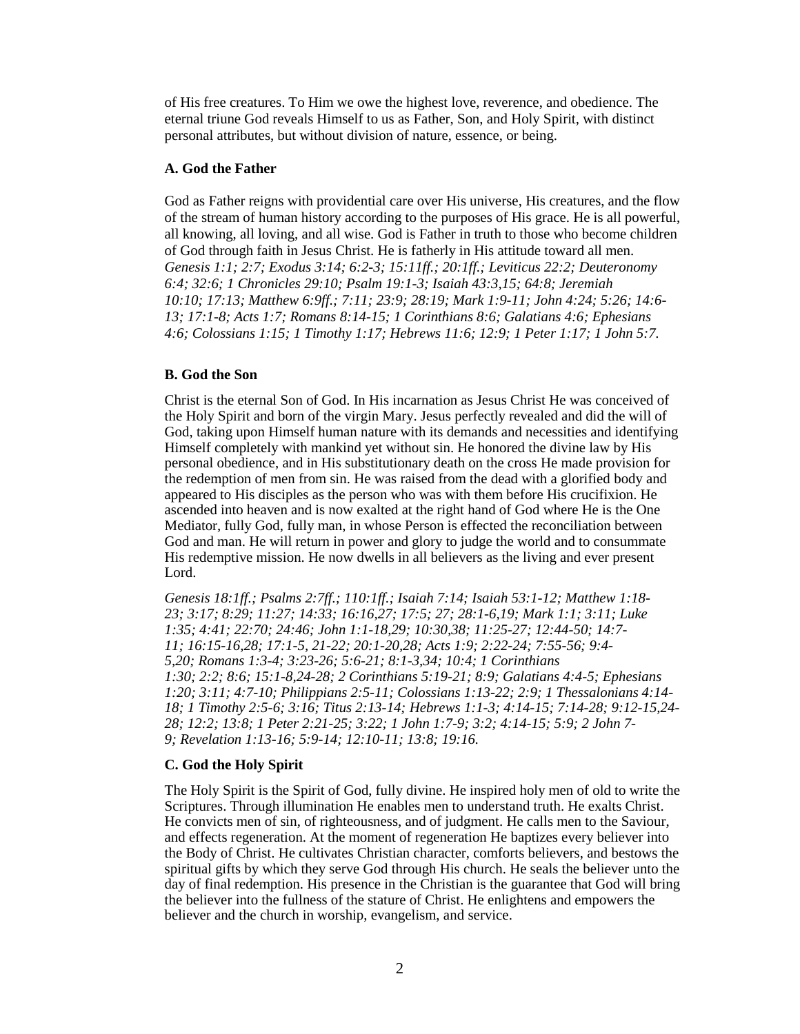of His free creatures. To Him we owe the highest love, reverence, and obedience. The eternal triune God reveals Himself to us as Father, Son, and Holy Spirit, with distinct personal attributes, but without division of nature, essence, or being.

**A. God the Father**

God as Father reigns with providential care over His universe, His creatures, and the flow of the stream of human history according to the purposes of His grace. He is all powerful, all knowing, all loving, and all wise. God is Father in truth to those who become children of God through faith in Jesus Christ. He is fatherly in His attitude toward all men. *Genesis 1:1; 2:7; Exodus 3:14; 6:2-3; 15:11ff.; 20:1ff.; Leviticus 22:2; Deuteronomy 6:4; 32:6; 1 Chronicles 29:10; Psalm 19:1-3; Isaiah 43:3,15; 64:8; Jeremiah 10:10; 17:13; Matthew 6:9ff.; 7:11; 23:9; 28:19; Mark 1:9-11; John 4:24; 5:26; 14:6-13; 17:1-8; Acts 1:7; Romans 8:14-15; 1 Corinthians 8:6; Galatians 4:6; Ephesians 4:6; Colossians 1:15; 1 Timothy 1:17; Hebrews 11:6; 12:9; 1 Peter 1:17; 1 John 5:7.*

**B. God the Son**

Christ is the eternal Son of God. In His incarnation as Jesus Christ He was conceived of the Holy Spirit and born of the virgin Mary. Jesus perfectly revealed and did the will of God, taking upon Himself human nature with its demands and necessities and identifying Himself completely with mankind yet without sin. He honored the divine law by His personal obedience, and in His substitutionary death on the cross He made provision for the redemption of men from sin. He was raised from the dead with a glorified body and appeared to His disciples as the person who was with them before His crucifixion. He ascended into heaven and is now exalted at the right hand of God where He is the One Mediator, fully God, fully man, in whose Person is effected the reconciliation between God and man. He will return in power and glory to judge the world and to consummate His redemptive mission. He now dwells in all believers as the living and ever present Lord.

*Genesis 18:1ff.; Psalms 2:7ff.; 110:1ff.; Isaiah 7:14; Isaiah 53:1-12; Matthew 1:18-23; 3:17; 8:29; 11:27; 14:33; 16:16,27; 17:5; 27; 28:1-6,19; Mark 1:1; 3:11; Luke 1:35; 4:41; 22:70; 24:46; John 1:1-18,29; 10:30,38; 11:25-27; 12:44-50; 14:7-11; 16:15-16,28; 17:1-5, 21-22; 20:1-20,28; Acts 1:9; 2:22-24; 7:55-56; 9:4-5,20; Romans 1:3-4; 3:23-26; 5:6-21; 8:1-3,34; 10:4; 1 Corinthians 1:30; 2:2; 8:6; 15:1-8,24-28; 2 Corinthians 5:19-21; 8:9; Galatians 4:4-5; Ephesians 1:20; 3:11; 4:7-10; Philippians 2:5-11; Colossians 1:13-22; 2:9; 1 Thessalonians 4:14-18; 1 Timothy 2:5-6; 3:16; Titus 2:13-14; Hebrews 1:1-3; 4:14-15; 7:14-28; 9:12-15,24-28; 12:2; 13:8; 1 Peter 2:21-25; 3:22; 1 John 1:7-9; 3:2; 4:14-15; 5:9; 2 John 7-9; Revelation 1:13-16; 5:9-14; 12:10-11; 13:8; 19:16.*

**C. God the Holy Spirit**

The Holy Spirit is the Spirit of God, fully divine. He inspired holy men of old to write the Scriptures. Through illumination He enables men to understand truth. He exalts Christ. He convicts men of sin, of righteousness, and of judgment. He calls men to the Saviour, and effects regeneration. At the moment of regeneration He baptizes every believer into the Body of Christ. He cultivates Christian character, comforts believers, and bestows the spiritual gifts by which they serve God through His church. He seals the believer unto the day of final redemption. His presence in the Christian is the guarantee that God will bring the believer into the fullness of the stature of Christ. He enlightens and empowers the believer and the church in worship, evangelism, and service.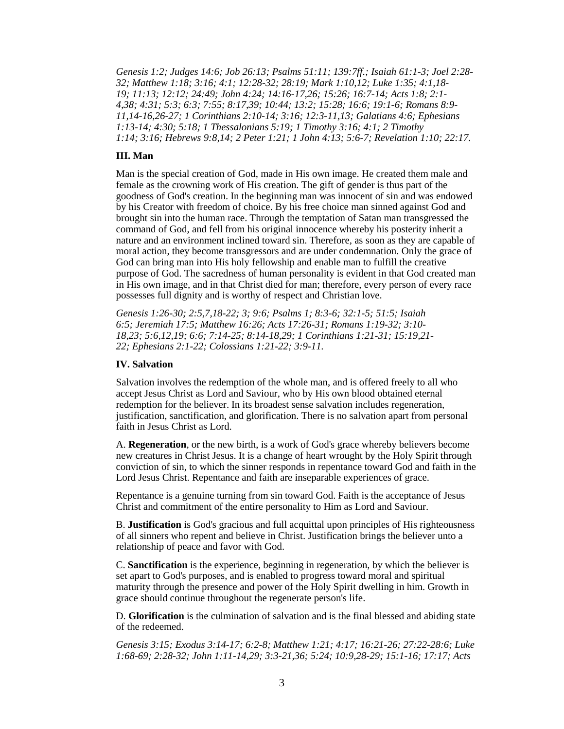*Genesis 1:2; Judges 14:6; Job 26:13; Psalms 51:11; 139:7ff.; Isaiah 61:1-3; Joel 2:28-32; Matthew 1:18; 3:16; 4:1; 12:28-32; 28:19; Mark 1:10,12; Luke 1:35; 4:1,18-19; 11:13; 12:12; 24:49; John 4:24; 14:16-17,26; 15:26; 16:7-14; Acts 1:8; 2:1-4,38; 4:31; 5:3; 6:3; 7:55; 8:17,39; 10:44; 13:2; 15:28; 16:6; 19:1-6; Romans 8:9-11,14-16,26-27; 1 Corinthians 2:10-14; 3:16; 12:3-11,13; Galatians 4:6; Ephesians 1:13-14; 4:30; 5:18; 1 Thessalonians 5:19; 1 Timothy 3:16; 4:1; 2 Timothy 1:14; 3:16; Hebrews 9:8,14; 2 Peter 1:21; 1 John 4:13; 5:6-7; Revelation 1:10; 22:17.*

### III. Man

Man is the special creation of God, made in His own image. He created them male and female as the crowning work of His creation. The gift of gender is thus part of the goodness of God's creation. In the beginning man was innocent of sin and was endowed by his Creator with freedom of choice. By his free choice man sinned against God and brought sin into the human race. Through the temptation of Satan man transgressed the command of God, and fell from his original innocence whereby his posterity inherit a nature and an environment inclined toward sin. Therefore, as soon as they are capable of moral action, they become transgressors and are under condemnation. Only the grace of God can bring man into His holy fellowship and enable man to fulfill the creative purpose of God. The sacredness of human personality is evident in that God created man in His own image, and in that Christ died for man; therefore, every person of every race possesses full dignity and is worthy of respect and Christian love.

*Genesis 1:26-30; 2:5,7,18-22; 3; 9:6; Psalms 1; 8:3-6; 32:1-5; 51:5; Isaiah 6:5; Jeremiah 17:5; Matthew 16:26; Acts 17:26-31; Romans 1:19-32; 3:10-18,23; 5:6,12,19; 6:6; 7:14-25; 8:14-18,29; 1 Corinthians 1:21-31; 15:19,21-22; Ephesians 2:1-22; Colossians 1:21-22; 3:9-11.*

### IV. Salvation

Salvation involves the redemption of the whole man, and is offered freely to all who accept Jesus Christ as Lord and Saviour, who by His own blood obtained eternal redemption for the believer. In its broadest sense salvation includes regeneration, justification, sanctification, and glorification. There is no salvation apart from personal faith in Jesus Christ as Lord.

A. **Regeneration**, or the new birth, is a work of God's grace whereby believers become new creatures in Christ Jesus. It is a change of heart wrought by the Holy Spirit through conviction of sin, to which the sinner responds in repentance toward God and faith in the Lord Jesus Christ. Repentance and faith are inseparable experiences of grace.

Repentance is a genuine turning from sin toward God. Faith is the acceptance of Jesus Christ and commitment of the entire personality to Him as Lord and Saviour.

B. **Justification** is God's gracious and full acquittal upon principles of His righteousness of all sinners who repent and believe in Christ. Justification brings the believer unto a relationship of peace and favor with God.

C. **Sanctification** is the experience, beginning in regeneration, by which the believer is set apart to God's purposes, and is enabled to progress toward moral and spiritual maturity through the presence and power of the Holy Spirit dwelling in him. Growth in grace should continue throughout the regenerate person's life.

D. **Glorification** is the culmination of salvation and is the final blessed and abiding state of the redeemed.

*Genesis 3:15; Exodus 3:14-17; 6:2-8; Matthew 1:21; 4:17; 16:21-26; 27:22-28:6; Luke 1:68-69; 2:28-32; John 1:11-14,29; 3:3-21,36; 5:24; 10:9,28-29; 15:1-16; 17:17; Acts*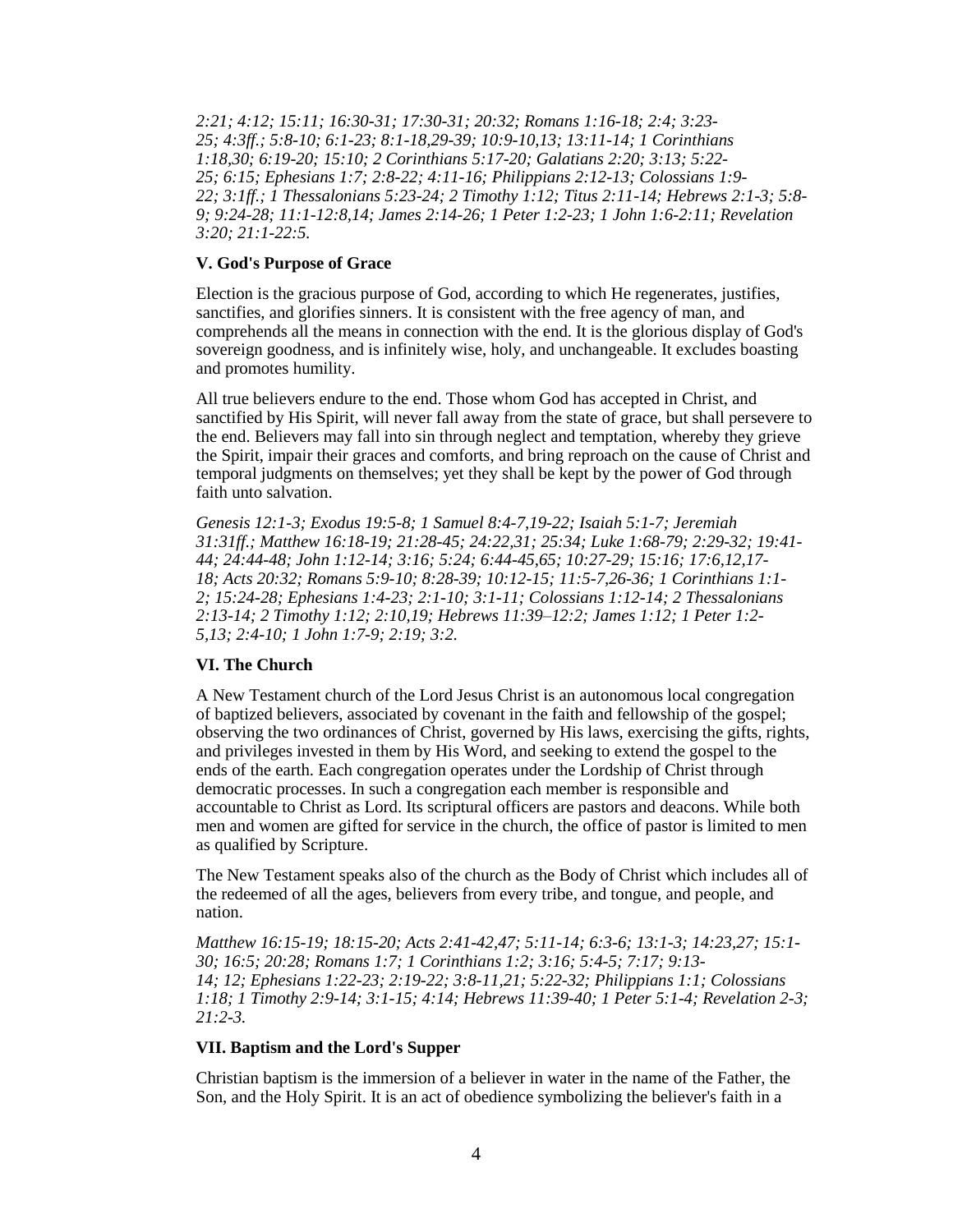*2:21; 4:12; 15:11; 16:30-31; 17:30-31; 20:32; Romans 1:16-18; 2:4; 3:23-25; 4:3ff.; 5:8-10; 6:1-23; 8:1-18,29-39; 10:9-10,13; 13:11-14; 1 Corinthians 1:18,30; 6:19-20; 15:10; 2 Corinthians 5:17-20; Galatians 2:20; 3:13; 5:22-25; 6:15; Ephesians 1:7; 2:8-22; 4:11-16; Philippians 2:12-13; Colossians 1:9-22; 3:1ff.; 1 Thessalonians 5:23-24; 2 Timothy 1:12; Titus 2:11-14; Hebrews 2:1-3; 5:8-9; 9:24-28; 11:1-12:8,14; James 2:14-26; 1 Peter 1:2-23; 1 John 1:6-2:11; Revelation 3:20; 21:1-22:5.*

### V. God's Purpose of Grace

Election is the gracious purpose of God, according to which He regenerates, justifies, sanctifies, and glorifies sinners. It is consistent with the free agency of man, and comprehends all the means in connection with the end. It is the glorious display of God's sovereign goodness, and is infinitely wise, holy, and unchangeable. It excludes boasting and promotes humility.

All true believers endure to the end. Those whom God has accepted in Christ, and sanctified by His Spirit, will never fall away from the state of grace, but shall persevere to the end. Believers may fall into sin through neglect and temptation, whereby they grieve the Spirit, impair their graces and comforts, and bring reproach on the cause of Christ and temporal judgments on themselves; yet they shall be kept by the power of God through faith unto salvation.

*Genesis 12:1-3; Exodus 19:5-8; 1 Samuel 8:4-7,19-22; Isaiah 5:1-7; Jeremiah 31:31ff.; Matthew 16:18-19; 21:28-45; 24:22,31; 25:34; Luke 1:68-79; 2:29-32; 19:41-44; 24:44-48; John 1:12-14; 3:16; 5:24; 6:44-45,65; 10:27-29; 15:16; 17:6,12,17-18; Acts 20:32; Romans 5:9-10; 8:28-39; 10:12-15; 11:5-7,26-36; 1 Corinthians 1:1-2; 15:24-28; Ephesians 1:4-23; 2:1-10; 3:1-11; Colossians 1:12-14; 2 Thessalonians 2:13-14; 2 Timothy 1:12; 2:10,19; Hebrews 11:39–12:2; James 1:12; 1 Peter 1:2-5,13; 2:4-10; 1 John 1:7-9; 2:19; 3:2.*

### VI. The Church

A New Testament church of the Lord Jesus Christ is an autonomous local congregation of baptized believers, associated by covenant in the faith and fellowship of the gospel; observing the two ordinances of Christ, governed by His laws, exercising the gifts, rights, and privileges invested in them by His Word, and seeking to extend the gospel to the ends of the earth. Each congregation operates under the Lordship of Christ through democratic processes. In such a congregation each member is responsible and accountable to Christ as Lord. Its scriptural officers are pastors and deacons. While both men and women are gifted for service in the church, the office of pastor is limited to men as qualified by Scripture.

The New Testament speaks also of the church as the Body of Christ which includes all of the redeemed of all the ages, believers from every tribe, and tongue, and people, and nation.

*Matthew 16:15-19; 18:15-20; Acts 2:41-42,47; 5:11-14; 6:3-6; 13:1-3; 14:23,27; 15:1-30; 16:5; 20:28; Romans 1:7; 1 Corinthians 1:2; 3:16; 5:4-5; 7:17; 9:13-14; 12; Ephesians 1:22-23; 2:19-22; 3:8-11,21; 5:22-32; Philippians 1:1; Colossians 1:18; 1 Timothy 2:9-14; 3:1-15; 4:14; Hebrews 11:39-40; 1 Peter 5:1-4; Revelation 2-3; 21:2-3.*

### VII. Baptism and the Lord's Supper

Christian baptism is the immersion of a believer in water in the name of the Father, the Son, and the Holy Spirit. It is an act of obedience symbolizing the believer's faith in a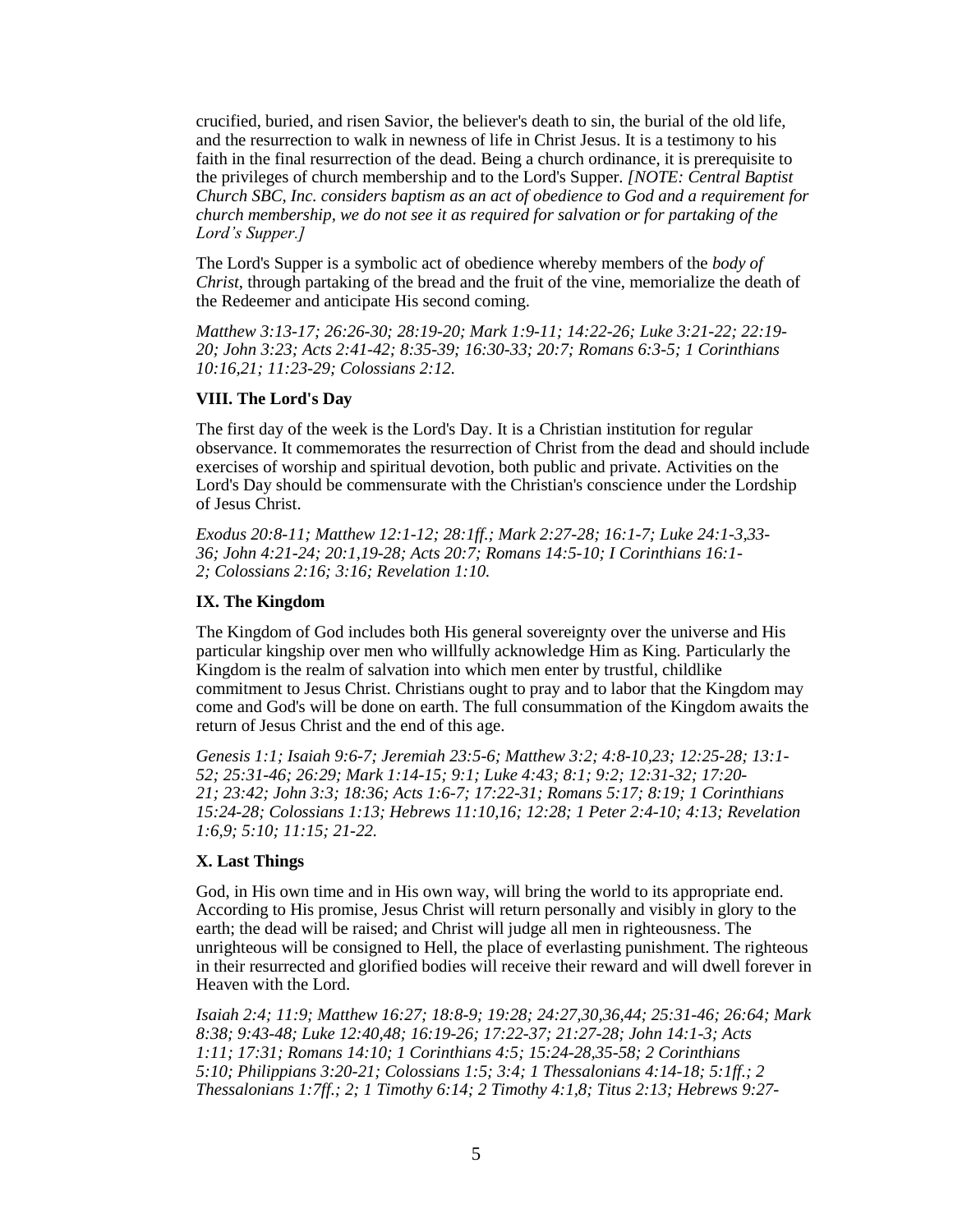crucified, buried, and risen Savior, the believer's death to sin, the burial of the old life, and the resurrection to walk in newness of life in Christ Jesus. It is a testimony to his faith in the final resurrection of the dead. Being a church ordinance, it is prerequisite to the privileges of church membership and to the Lord's Supper. *[NOTE: Central Baptist Church SBC, Inc. considers baptism as an act of obedience to God and a requirement for church membership, we do not see it as required for salvation or for partaking of the Lord's Supper.]*

The Lord's Supper is a symbolic act of obedience whereby members of the *body of Christ*, through partaking of the bread and the fruit of the vine, memorialize the death of the Redeemer and anticipate His second coming.

*Matthew 3:13-17; 26:26-30; 28:19-20; Mark 1:9-11; 14:22-26; Luke 3:21-22; 22:19-20; John 3:23; Acts 2:41-42; 8:35-39; 16:30-33; 20:7; Romans 6:3-5; 1 Corinthians 10:16,21; 11:23-29; Colossians 2:12.*

### VIII. The Lord's Day

The first day of the week is the Lord's Day. It is a Christian institution for regular observance. It commemorates the resurrection of Christ from the dead and should include exercises of worship and spiritual devotion, both public and private. Activities on the Lord's Day should be commensurate with the Christian's conscience under the Lordship of Jesus Christ.

*Exodus 20:8-11; Matthew 12:1-12; 28:1ff.; Mark 2:27-28; 16:1-7; Luke 24:1-3,33-36; John 4:21-24; 20:1,19-28; Acts 20:7; Romans 14:5-10; I Corinthians 16:1-2; Colossians 2:16; 3:16; Revelation 1:10.*

### IX. The Kingdom

The Kingdom of God includes both His general sovereignty over the universe and His particular kingship over men who willfully acknowledge Him as King. Particularly the Kingdom is the realm of salvation into which men enter by trustful, childlike commitment to Jesus Christ. Christians ought to pray and to labor that the Kingdom may come and God's will be done on earth. The full consummation of the Kingdom awaits the return of Jesus Christ and the end of this age.

*Genesis 1:1; Isaiah 9:6-7; Jeremiah 23:5-6; Matthew 3:2; 4:8-10,23; 12:25-28; 13:1-52; 25:31-46; 26:29; Mark 1:14-15; 9:1; Luke 4:43; 8:1; 9:2; 12:31-32; 17:20-21; 23:42; John 3:3; 18:36; Acts 1:6-7; 17:22-31; Romans 5:17; 8:19; 1 Corinthians 15:24-28; Colossians 1:13; Hebrews 11:10,16; 12:28; 1 Peter 2:4-10; 4:13; Revelation 1:6,9; 5:10; 11:15; 21-22.*

### X. Last Things

God, in His own time and in His own way, will bring the world to its appropriate end. According to His promise, Jesus Christ will return personally and visibly in glory to the earth; the dead will be raised; and Christ will judge all men in righteousness. The unrighteous will be consigned to Hell, the place of everlasting punishment. The righteous in their resurrected and glorified bodies will receive their reward and will dwell forever in Heaven with the Lord.

*Isaiah 2:4; 11:9; Matthew 16:27; 18:8-9; 19:28; 24:27,30,36,44; 25:31-46; 26:64; Mark 8:38; 9:43-48; Luke 12:40,48; 16:19-26; 17:22-37; 21:27-28; John 14:1-3; Acts 1:11; 17:31; Romans 14:10; 1 Corinthians 4:5; 15:24-28,35-58; 2 Corinthians 5:10; Philippians 3:20-21; Colossians 1:5; 3:4; 1 Thessalonians 4:14-18; 5:1ff.; 2 Thessalonians 1:7ff.; 2; 1 Timothy 6:14; 2 Timothy 4:1,8; Titus 2:13; Hebrews 9:27-*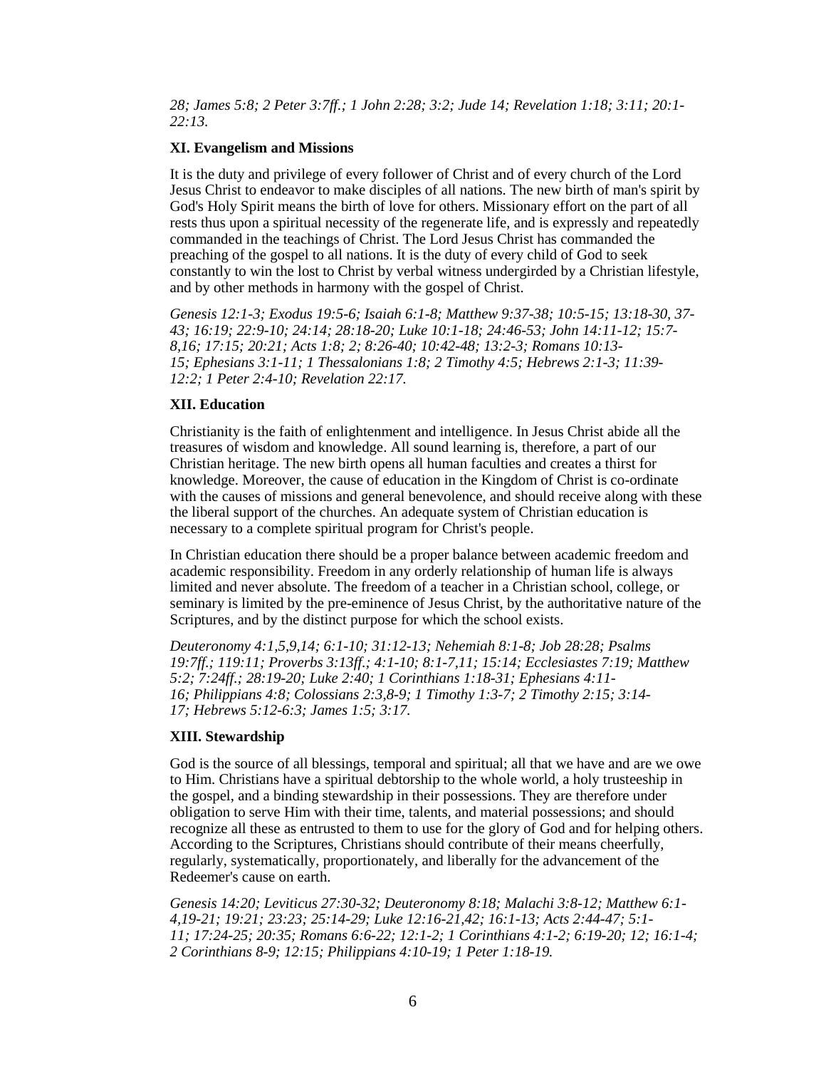*28; James 5:8; 2 Peter 3:7ff.; 1 John 2:28; 3:2; Jude 14; Revelation 1:18; 3:11; 20:1-22:13.*

### XI. Evangelism and Missions

It is the duty and privilege of every follower of Christ and of every church of the Lord Jesus Christ to endeavor to make disciples of all nations. The new birth of man's spirit by God's Holy Spirit means the birth of love for others. Missionary effort on the part of all rests thus upon a spiritual necessity of the regenerate life, and is expressly and repeatedly commanded in the teachings of Christ. The Lord Jesus Christ has commanded the preaching of the gospel to all nations. It is the duty of every child of God to seek constantly to win the lost to Christ by verbal witness undergirded by a Christian lifestyle, and by other methods in harmony with the gospel of Christ.

*Genesis 12:1-3; Exodus 19:5-6; Isaiah 6:1-8; Matthew 9:37-38; 10:5-15; 13:18-30, 37-43; 16:19; 22:9-10; 24:14; 28:18-20; Luke 10:1-18; 24:46-53; John 14:11-12; 15:7-8,16; 17:15; 20:21; Acts 1:8; 2; 8:26-40; 10:42-48; 13:2-3; Romans 10:13-15; Ephesians 3:1-11; 1 Thessalonians 1:8; 2 Timothy 4:5; Hebrews 2:1-3; 11:39-12:2; 1 Peter 2:4-10; Revelation 22:17.*

### XII. Education

Christianity is the faith of enlightenment and intelligence. In Jesus Christ abide all the treasures of wisdom and knowledge. All sound learning is, therefore, a part of our Christian heritage. The new birth opens all human faculties and creates a thirst for knowledge. Moreover, the cause of education in the Kingdom of Christ is co-ordinate with the causes of missions and general benevolence, and should receive along with these the liberal support of the churches. An adequate system of Christian education is necessary to a complete spiritual program for Christ's people.

In Christian education there should be a proper balance between academic freedom and academic responsibility. Freedom in any orderly relationship of human life is always limited and never absolute. The freedom of a teacher in a Christian school, college, or seminary is limited by the pre-eminence of Jesus Christ, by the authoritative nature of the Scriptures, and by the distinct purpose for which the school exists.

*Deuteronomy 4:1,5,9,14; 6:1-10; 31:12-13; Nehemiah 8:1-8; Job 28:28; Psalms 19:7ff.; 119:11; Proverbs 3:13ff.; 4:1-10; 8:1-7,11; 15:14; Ecclesiastes 7:19; Matthew 5:2; 7:24ff.; 28:19-20; Luke 2:40; 1 Corinthians 1:18-31; Ephesians 4:11-16; Philippians 4:8; Colossians 2:3,8-9; 1 Timothy 1:3-7; 2 Timothy 2:15; 3:14-17; Hebrews 5:12-6:3; James 1:5; 3:17.*

### XIII. Stewardship

God is the source of all blessings, temporal and spiritual; all that we have and are we owe to Him. Christians have a spiritual debtorship to the whole world, a holy trusteeship in the gospel, and a binding stewardship in their possessions. They are therefore under obligation to serve Him with their time, talents, and material possessions; and should recognize all these as entrusted to them to use for the glory of God and for helping others. According to the Scriptures, Christians should contribute of their means cheerfully, regularly, systematically, proportionately, and liberally for the advancement of the Redeemer's cause on earth.

*Genesis 14:20; Leviticus 27:30-32; Deuteronomy 8:18; Malachi 3:8-12; Matthew 6:1-4,19-21; 19:21; 23:23; 25:14-29; Luke 12:16-21,42; 16:1-13; Acts 2:44-47; 5:1-11; 17:24-25; 20:35; Romans 6:6-22; 12:1-2; 1 Corinthians 4:1-2; 6:19-20; 12; 16:1-4; 2 Corinthians 8-9; 12:15; Philippians 4:10-19; 1 Peter 1:18-19.*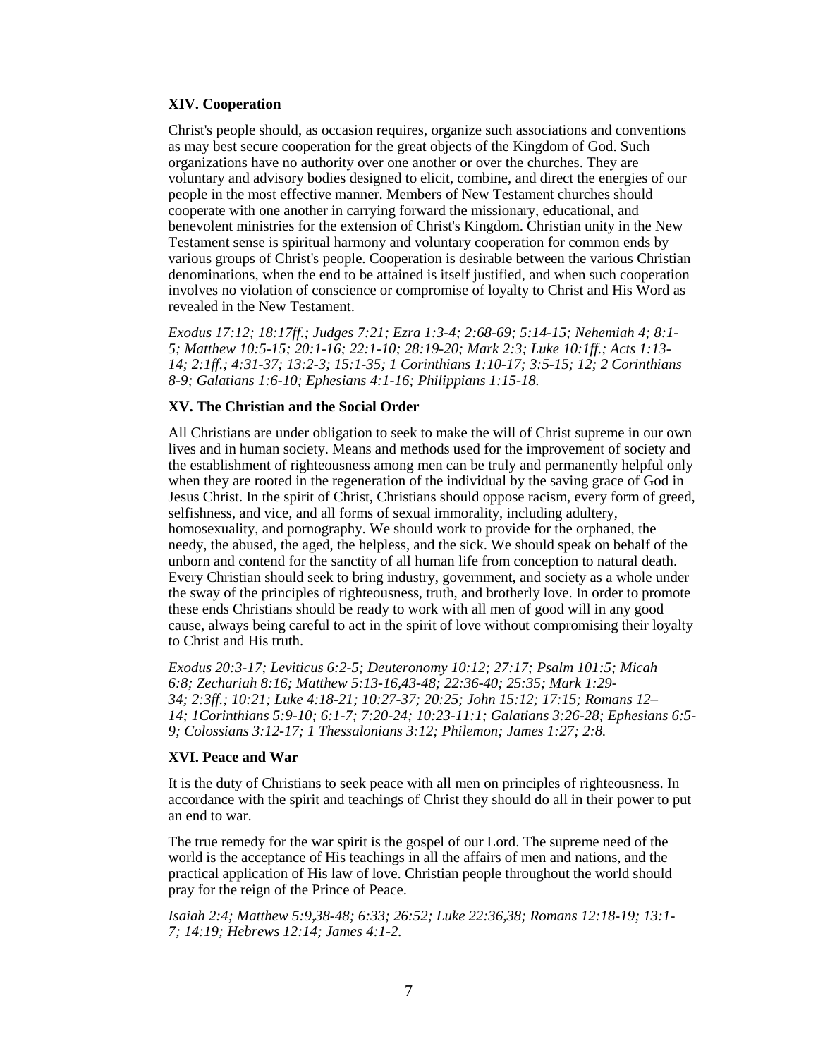### XIV. Cooperation

Christ's people should, as occasion requires, organize such associations and conventions as may best secure cooperation for the great objects of the Kingdom of God. Such organizations have no authority over one another or over the churches. They are voluntary and advisory bodies designed to elicit, combine, and direct the energies of our people in the most effective manner. Members of New Testament churches should cooperate with one another in carrying forward the missionary, educational, and benevolent ministries for the extension of Christ's Kingdom. Christian unity in the New Testament sense is spiritual harmony and voluntary cooperation for common ends by various groups of Christ's people. Cooperation is desirable between the various Christian denominations, when the end to be attained is itself justified, and when such cooperation involves no violation of conscience or compromise of loyalty to Christ and His Word as revealed in the New Testament.

*Exodus 17:12; 18:17ff.; Judges 7:21; Ezra 1:3-4; 2:68-69; 5:14-15; Nehemiah 4; 8:1-5; Matthew 10:5-15; 20:1-16; 22:1-10; 28:19-20; Mark 2:3; Luke 10:1ff.; Acts 1:13-14; 2:1ff.; 4:31-37; 13:2-3; 15:1-35; 1 Corinthians 1:10-17; 3:5-15; 12; 2 Corinthians 8-9; Galatians 1:6-10; Ephesians 4:1-16; Philippians 1:15-18.*

### XV. The Christian and the Social Order

All Christians are under obligation to seek to make the will of Christ supreme in our own lives and in human society. Means and methods used for the improvement of society and the establishment of righteousness among men can be truly and permanently helpful only when they are rooted in the regeneration of the individual by the saving grace of God in Jesus Christ. In the spirit of Christ, Christians should oppose racism, every form of greed, selfishness, and vice, and all forms of sexual immorality, including adultery, homosexuality, and pornography. We should work to provide for the orphaned, the needy, the abused, the aged, the helpless, and the sick. We should speak on behalf of the unborn and contend for the sanctity of all human life from conception to natural death. Every Christian should seek to bring industry, government, and society as a whole under the sway of the principles of righteousness, truth, and brotherly love. In order to promote these ends Christians should be ready to work with all men of good will in any good cause, always being careful to act in the spirit of love without compromising their loyalty to Christ and His truth.

*Exodus 20:3-17; Leviticus 6:2-5; Deuteronomy 10:12; 27:17; Psalm 101:5; Micah 6:8; Zechariah 8:16; Matthew 5:13-16,43-48; 22:36-40; 25:35; Mark 1:29-34; 2:3ff.; 10:21; Luke 4:18-21; 10:27-37; 20:25; John 15:12; 17:15; Romans 12–14; 1Corinthians 5:9-10; 6:1-7; 7:20-24; 10:23-11:1; Galatians 3:26-28; Ephesians 6:5-9; Colossians 3:12-17; 1 Thessalonians 3:12; Philemon; James 1:27; 2:8.*

### XVI. Peace and War

It is the duty of Christians to seek peace with all men on principles of righteousness. In accordance with the spirit and teachings of Christ they should do all in their power to put an end to war.

The true remedy for the war spirit is the gospel of our Lord. The supreme need of the world is the acceptance of His teachings in all the affairs of men and nations, and the practical application of His law of love. Christian people throughout the world should pray for the reign of the Prince of Peace.

*Isaiah 2:4; Matthew 5:9,38-48; 6:33; 26:52; Luke 22:36,38; Romans 12:18-19; 13:1-7; 14:19; Hebrews 12:14; James 4:1-2.*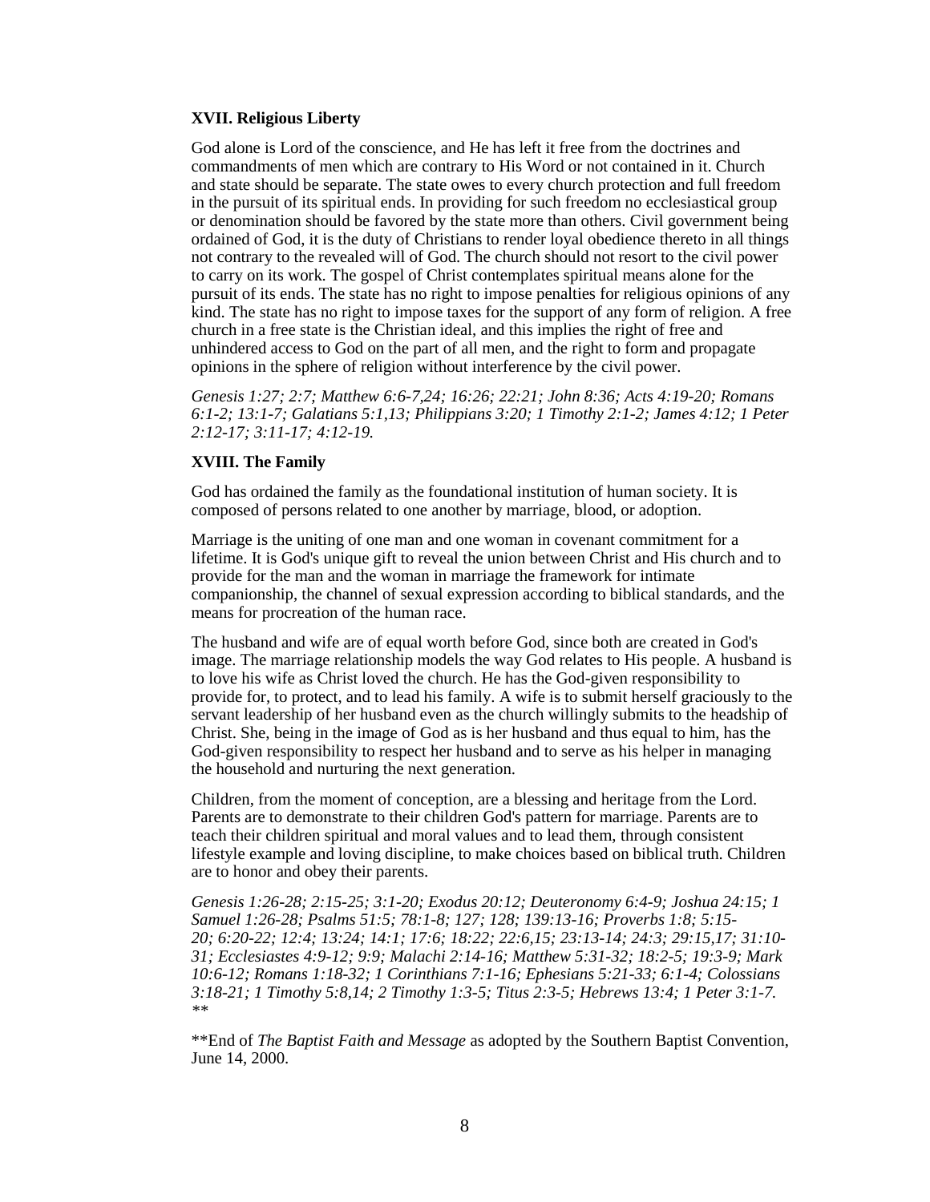**XVII. Religious Liberty**

God alone is Lord of the conscience, and He has left it free from the doctrines and commandments of men which are contrary to His Word or not contained in it. Church and state should be separate. The state owes to every church protection and full freedom in the pursuit of its spiritual ends. In providing for such freedom no ecclesiastical group or denomination should be favored by the state more than others. Civil government being ordained of God, it is the duty of Christians to render loyal obedience thereto in all things not contrary to the revealed will of God. The church should not resort to the civil power to carry on its work. The gospel of Christ contemplates spiritual means alone for the pursuit of its ends. The state has no right to impose penalties for religious opinions of any kind. The state has no right to impose taxes for the support of any form of religion. A free church in a free state is the Christian ideal, and this implies the right of free and unhindered access to God on the part of all men, and the right to form and propagate opinions in the sphere of religion without interference by the civil power.

*Genesis 1:27; 2:7; Matthew 6:6-7,24; 16:26; 22:21; John 8:36; Acts 4:19-20; Romans 6:1-2; 13:1-7; Galatians 5:1,13; Philippians 3:20; 1 Timothy 2:1-2; James 4:12; 1 Peter 2:12-17; 3:11-17; 4:12-19.*

**XVIII. The Family**

God has ordained the family as the foundational institution of human society. It is composed of persons related to one another by marriage, blood, or adoption.

Marriage is the uniting of one man and one woman in covenant commitment for a lifetime. It is God's unique gift to reveal the union between Christ and His church and to provide for the man and the woman in marriage the framework for intimate companionship, the channel of sexual expression according to biblical standards, and the means for procreation of the human race.

The husband and wife are of equal worth before God, since both are created in God's image. The marriage relationship models the way God relates to His people. A husband is to love his wife as Christ loved the church. He has the God-given responsibility to provide for, to protect, and to lead his family. A wife is to submit herself graciously to the servant leadership of her husband even as the church willingly submits to the headship of Christ. She, being in the image of God as is her husband and thus equal to him, has the God-given responsibility to respect her husband and to serve as his helper in managing the household and nurturing the next generation.

Children, from the moment of conception, are a blessing and heritage from the Lord. Parents are to demonstrate to their children God's pattern for marriage. Parents are to teach their children spiritual and moral values and to lead them, through consistent lifestyle example and loving discipline, to make choices based on biblical truth. Children are to honor and obey their parents.

*Genesis 1:26-28; 2:15-25; 3:1-20; Exodus 20:12; Deuteronomy 6:4-9; Joshua 24:15; 1 Samuel 1:26-28; Psalms 51:5; 78:1-8; 127; 128; 139:13-16; Proverbs 1:8; 5:15-20; 6:20-22; 12:4; 13:24; 14:1; 17:6; 18:22; 22:6,15; 23:13-14; 24:3; 29:15,17; 31:10-31; Ecclesiastes 4:9-12; 9:9; Malachi 2:14-16; Matthew 5:31-32; 18:2-5; 19:3-9; Mark 10:6-12; Romans 1:18-32; 1 Corinthians 7:1-16; Ephesians 5:21-33; 6:1-4; Colossians 3:18-21; 1 Timothy 5:8,14; 2 Timothy 1:3-5; Titus 2:3-5; Hebrews 13:4; 1 Peter 3:1-7.* **

**End of *The Baptist Faith and Message* as adopted by the Southern Baptist Convention, June 14, 2000.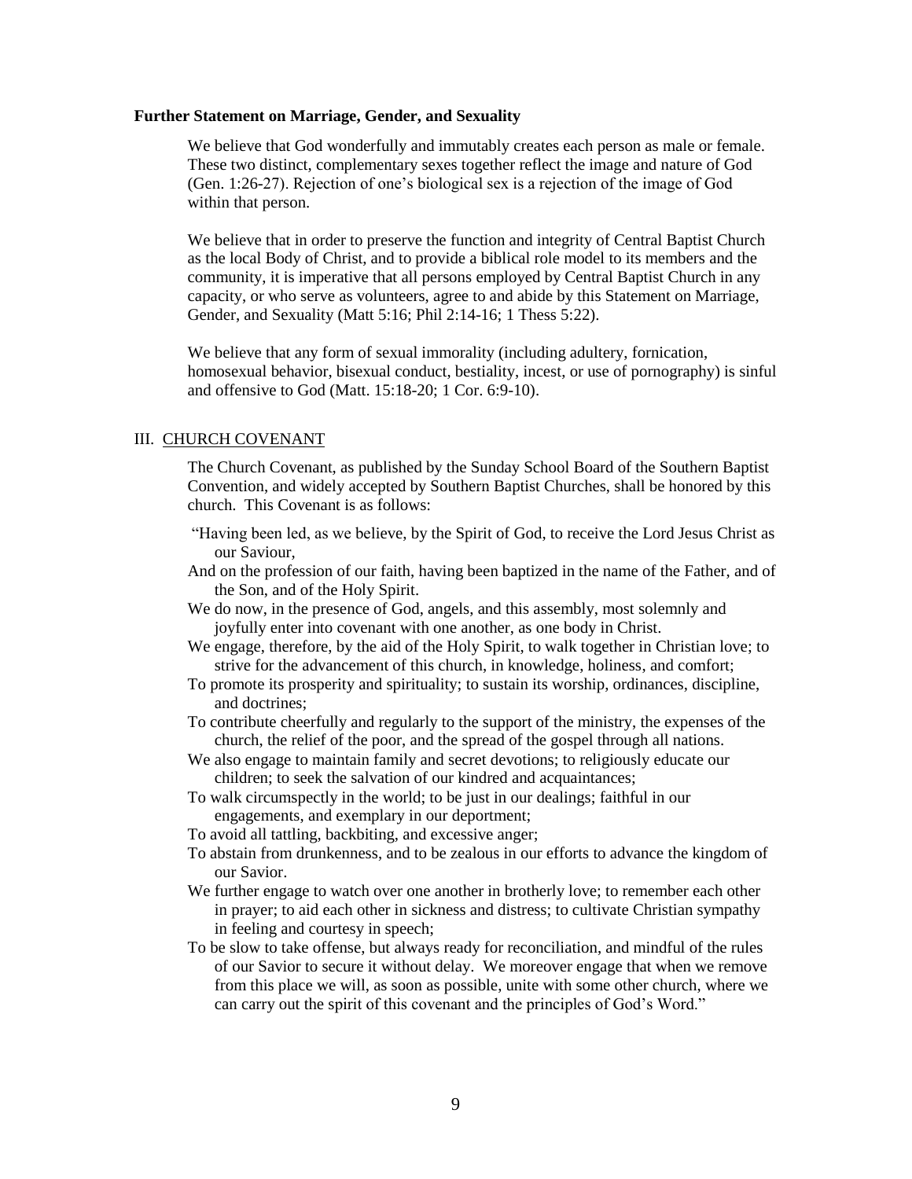**Further Statement on Marriage, Gender, and Sexuality**

We believe that God wonderfully and immutably creates each person as male or female. These two distinct, complementary sexes together reflect the image and nature of God (Gen. 1:26-27). Rejection of one's biological sex is a rejection of the image of God within that person.

We believe that in order to preserve the function and integrity of Central Baptist Church as the local Body of Christ, and to provide a biblical role model to its members and the community, it is imperative that all persons employed by Central Baptist Church in any capacity, or who serve as volunteers, agree to and abide by this Statement on Marriage, Gender, and Sexuality (Matt 5:16; Phil 2:14-16; 1 Thess 5:22).

We believe that any form of sexual immorality (including adultery, fornication, homosexual behavior, bisexual conduct, bestiality, incest, or use of pornography) is sinful and offensive to God (Matt. 15:18-20; 1 Cor. 6:9-10).

## III. CHURCH COVENANT

The Church Covenant, as published by the Sunday School Board of the Southern Baptist Convention, and widely accepted by Southern Baptist Churches, shall be honored by this church. This Covenant is as follows:

"Having been led, as we believe, by the Spirit of God, to receive the Lord Jesus Christ as our Saviour,

And on the profession of our faith, having been baptized in the name of the Father, and of the Son, and of the Holy Spirit.

We do now, in the presence of God, angels, and this assembly, most solemnly and joyfully enter into covenant with one another, as one body in Christ.

We engage, therefore, by the aid of the Holy Spirit, to walk together in Christian love; to strive for the advancement of this church, in knowledge, holiness, and comfort;

To promote its prosperity and spirituality; to sustain its worship, ordinances, discipline, and doctrines;

To contribute cheerfully and regularly to the support of the ministry, the expenses of the church, the relief of the poor, and the spread of the gospel through all nations.

We also engage to maintain family and secret devotions; to religiously educate our children; to seek the salvation of our kindred and acquaintances;

To walk circumspectly in the world; to be just in our dealings; faithful in our engagements, and exemplary in our deportment;

To avoid all tattling, backbiting, and excessive anger;

To abstain from drunkenness, and to be zealous in our efforts to advance the kingdom of our Savior.

We further engage to watch over one another in brotherly love; to remember each other in prayer; to aid each other in sickness and distress; to cultivate Christian sympathy in feeling and courtesy in speech;

To be slow to take offense, but always ready for reconciliation, and mindful of the rules of our Savior to secure it without delay. We moreover engage that when we remove from this place we will, as soon as possible, unite with some other church, where we can carry out the spirit of this covenant and the principles of God's Word."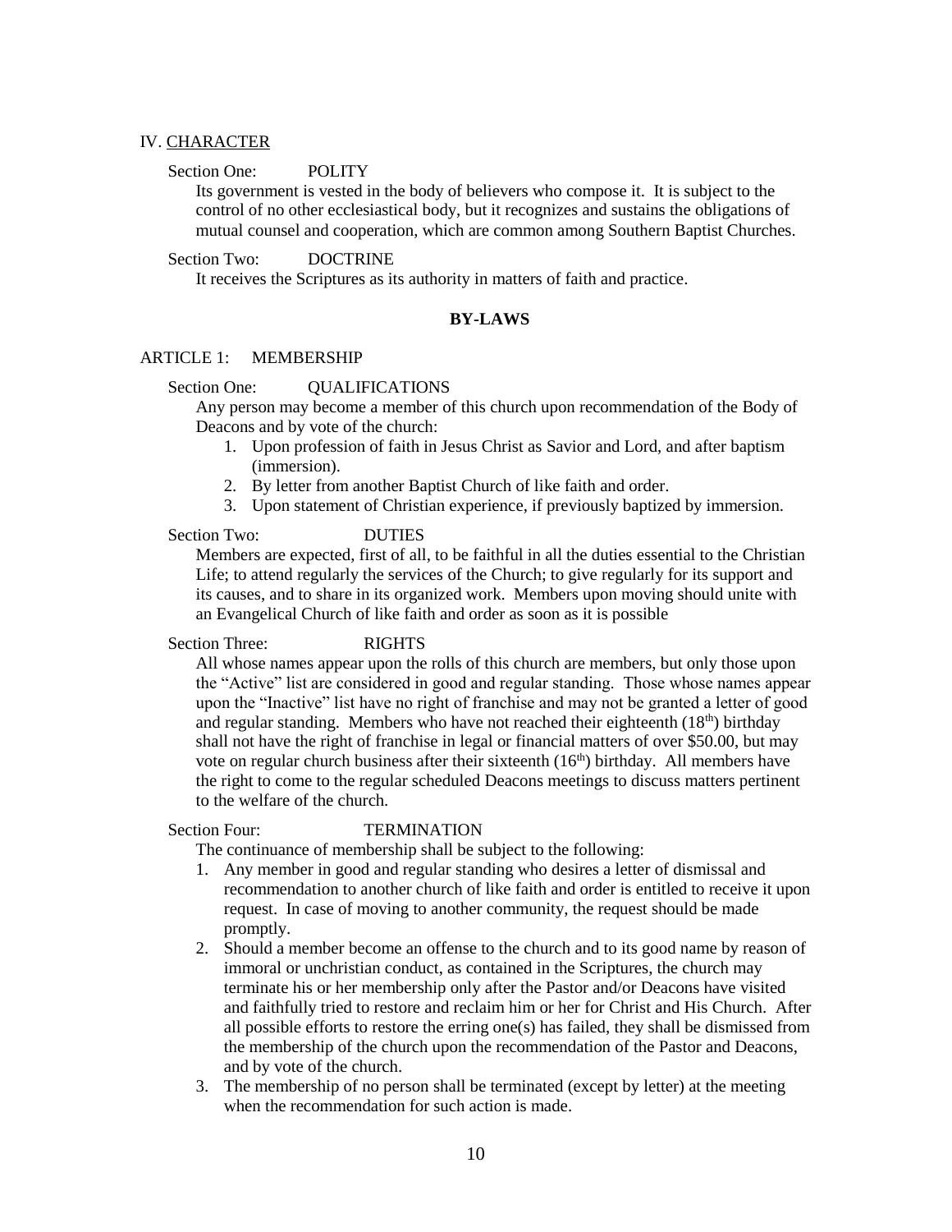IV. CHARACTER

Section One: POLITY

Its government is vested in the body of believers who compose it. It is subject to the control of no other ecclesiastical body, but it recognizes and sustains the obligations of mutual counsel and cooperation, which are common among Southern Baptist Churches.

Section Two: DOCTRINE

It receives the Scriptures as its authority in matters of faith and practice.

## BY-LAWS

ARTICLE 1: MEMBERSHIP

Section One: QUALIFICATIONS

Any person may become a member of this church upon recommendation of the Body of Deacons and by vote of the church:

1. Upon profession of faith in Jesus Christ as Savior and Lord, and after baptism (immersion).
2. By letter from another Baptist Church of like faith and order.
3. Upon statement of Christian experience, if previously baptized by immersion.

Section Two: DUTIES

Members are expected, first of all, to be faithful in all the duties essential to the Christian Life; to attend regularly the services of the Church; to give regularly for its support and its causes, and to share in its organized work. Members upon moving should unite with an Evangelical Church of like faith and order as soon as it is possible

Section Three: RIGHTS

All whose names appear upon the rolls of this church are members, but only those upon the "Active" list are considered in good and regular standing. Those whose names appear upon the "Inactive" list have no right of franchise and may not be granted a letter of good and regular standing. Members who have not reached their eighteenth (18th) birthday shall not have the right of franchise in legal or financial matters of over $50.00, but may vote on regular church business after their sixteenth (16th) birthday. All members have the right to come to the regular scheduled Deacons meetings to discuss matters pertinent to the welfare of the church.

Section Four: TERMINATION

The continuance of membership shall be subject to the following:

1. Any member in good and regular standing who desires a letter of dismissal and recommendation to another church of like faith and order is entitled to receive it upon request. In case of moving to another community, the request should be made promptly.
2. Should a member become an offense to the church and to its good name by reason of immoral or unchristian conduct, as contained in the Scriptures, the church may terminate his or her membership only after the Pastor and/or Deacons have visited and faithfully tried to restore and reclaim him or her for Christ and His Church. After all possible efforts to restore the erring one(s) has failed, they shall be dismissed from the membership of the church upon the recommendation of the Pastor and Deacons, and by vote of the church.
3. The membership of no person shall be terminated (except by letter) at the meeting when the recommendation for such action is made.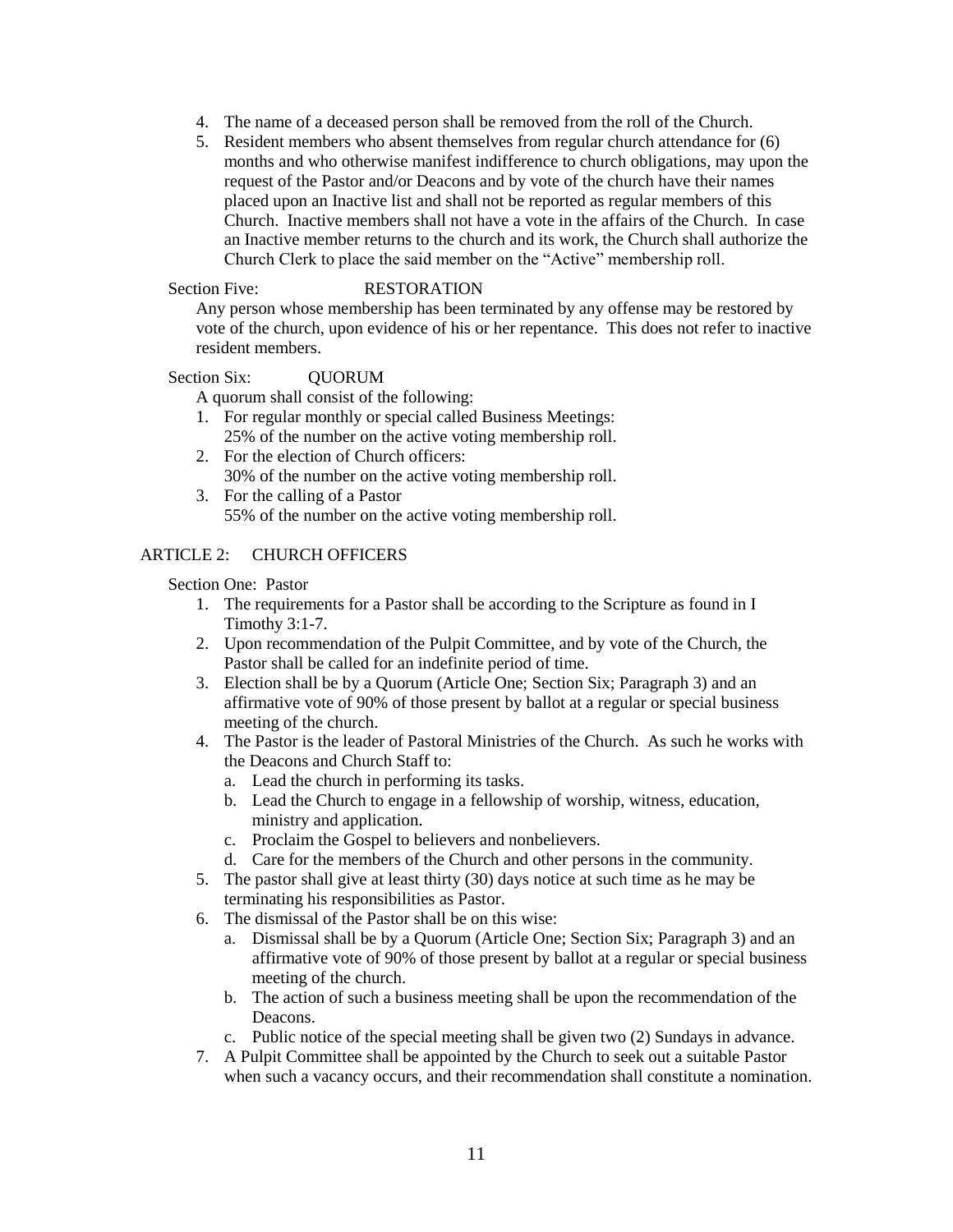4. The name of a deceased person shall be removed from the roll of the Church.
5. Resident members who absent themselves from regular church attendance for (6) months and who otherwise manifest indifference to church obligations, may upon the request of the Pastor and/or Deacons and by vote of the church have their names placed upon an Inactive list and shall not be reported as regular members of this Church. Inactive members shall not have a vote in the affairs of the Church. In case an Inactive member returns to the church and its work, the Church shall authorize the Church Clerk to place the said member on the "Active" membership roll.

Section Five: RESTORATION

Any person whose membership has been terminated by any offense may be restored by vote of the church, upon evidence of his or her repentance. This does not refer to inactive resident members.

Section Six: QUORUM

A quorum shall consist of the following:

1. For regular monthly or special called Business Meetings:
   25% of the number on the active voting membership roll.
2. For the election of Church officers:
   30% of the number on the active voting membership roll.
3. For the calling of a Pastor
   55% of the number on the active voting membership roll.

## ARTICLE 2: CHURCH OFFICERS

Section One: Pastor

1. The requirements for a Pastor shall be according to the Scripture as found in I Timothy 3:1-7.
2. Upon recommendation of the Pulpit Committee, and by vote of the Church, the Pastor shall be called for an indefinite period of time.
3. Election shall be by a Quorum (Article One; Section Six; Paragraph 3) and an affirmative vote of 90% of those present by ballot at a regular or special business meeting of the church.
4. The Pastor is the leader of Pastoral Ministries of the Church. As such he works with the Deacons and Church Staff to:
   a. Lead the church in performing its tasks.
   b. Lead the Church to engage in a fellowship of worship, witness, education, ministry and application.
   c. Proclaim the Gospel to believers and nonbelievers.
   d. Care for the members of the Church and other persons in the community.
5. The pastor shall give at least thirty (30) days notice at such time as he may be terminating his responsibilities as Pastor.
6. The dismissal of the Pastor shall be on this wise:
   a. Dismissal shall be by a Quorum (Article One; Section Six; Paragraph 3) and an affirmative vote of 90% of those present by ballot at a regular or special business meeting of the church.
   b. The action of such a business meeting shall be upon the recommendation of the Deacons.
   c. Public notice of the special meeting shall be given two (2) Sundays in advance.
7. A Pulpit Committee shall be appointed by the Church to seek out a suitable Pastor when such a vacancy occurs, and their recommendation shall constitute a nomination.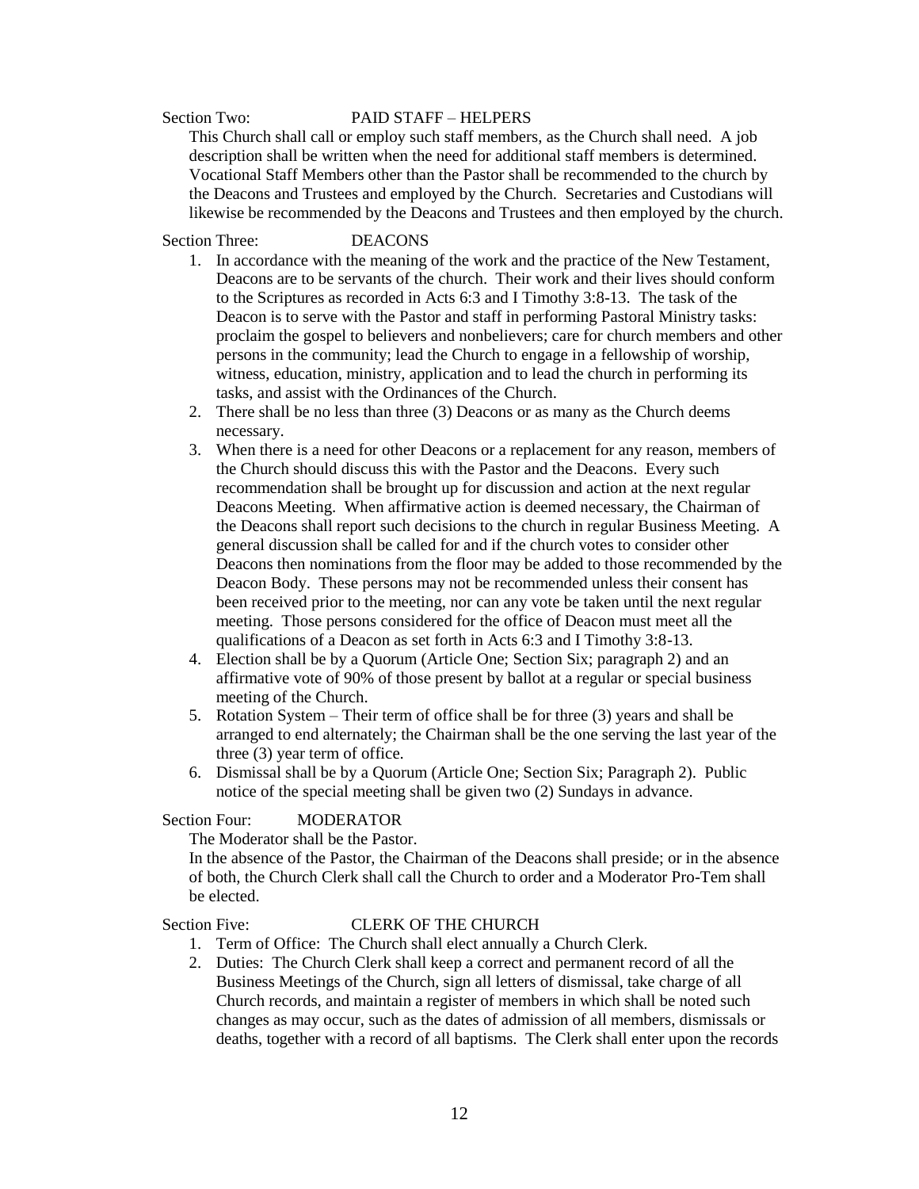### Section Two: PAID STAFF – HELPERS

This Church shall call or employ such staff members, as the Church shall need. A job description shall be written when the need for additional staff members is determined. Vocational Staff Members other than the Pastor shall be recommended to the church by the Deacons and Trustees and employed by the Church. Secretaries and Custodians will likewise be recommended by the Deacons and Trustees and then employed by the church.

### Section Three: DEACONS

1. In accordance with the meaning of the work and the practice of the New Testament, Deacons are to be servants of the church. Their work and their lives should conform to the Scriptures as recorded in Acts 6:3 and I Timothy 3:8-13. The task of the Deacon is to serve with the Pastor and staff in performing Pastoral Ministry tasks: proclaim the gospel to believers and nonbelievers; care for church members and other persons in the community; lead the Church to engage in a fellowship of worship, witness, education, ministry, application and to lead the church in performing its tasks, and assist with the Ordinances of the Church.
2. There shall be no less than three (3) Deacons or as many as the Church deems necessary.
3. When there is a need for other Deacons or a replacement for any reason, members of the Church should discuss this with the Pastor and the Deacons. Every such recommendation shall be brought up for discussion and action at the next regular Deacons Meeting. When affirmative action is deemed necessary, the Chairman of the Deacons shall report such decisions to the church in regular Business Meeting. A general discussion shall be called for and if the church votes to consider other Deacons then nominations from the floor may be added to those recommended by the Deacon Body. These persons may not be recommended unless their consent has been received prior to the meeting, nor can any vote be taken until the next regular meeting. Those persons considered for the office of Deacon must meet all the qualifications of a Deacon as set forth in Acts 6:3 and I Timothy 3:8-13.
4. Election shall be by a Quorum (Article One; Section Six; paragraph 2) and an affirmative vote of 90% of those present by ballot at a regular or special business meeting of the Church.
5. Rotation System – Their term of office shall be for three (3) years and shall be arranged to end alternately; the Chairman shall be the one serving the last year of the three (3) year term of office.
6. Dismissal shall be by a Quorum (Article One; Section Six; Paragraph 2). Public notice of the special meeting shall be given two (2) Sundays in advance.

### Section Four: MODERATOR

The Moderator shall be the Pastor.

In the absence of the Pastor, the Chairman of the Deacons shall preside; or in the absence of both, the Church Clerk shall call the Church to order and a Moderator Pro-Tem shall be elected.

### Section Five: CLERK OF THE CHURCH

1. Term of Office: The Church shall elect annually a Church Clerk.
2. Duties: The Church Clerk shall keep a correct and permanent record of all the Business Meetings of the Church, sign all letters of dismissal, take charge of all Church records, and maintain a register of members in which shall be noted such changes as may occur, such as the dates of admission of all members, dismissals or deaths, together with a record of all baptisms. The Clerk shall enter upon the records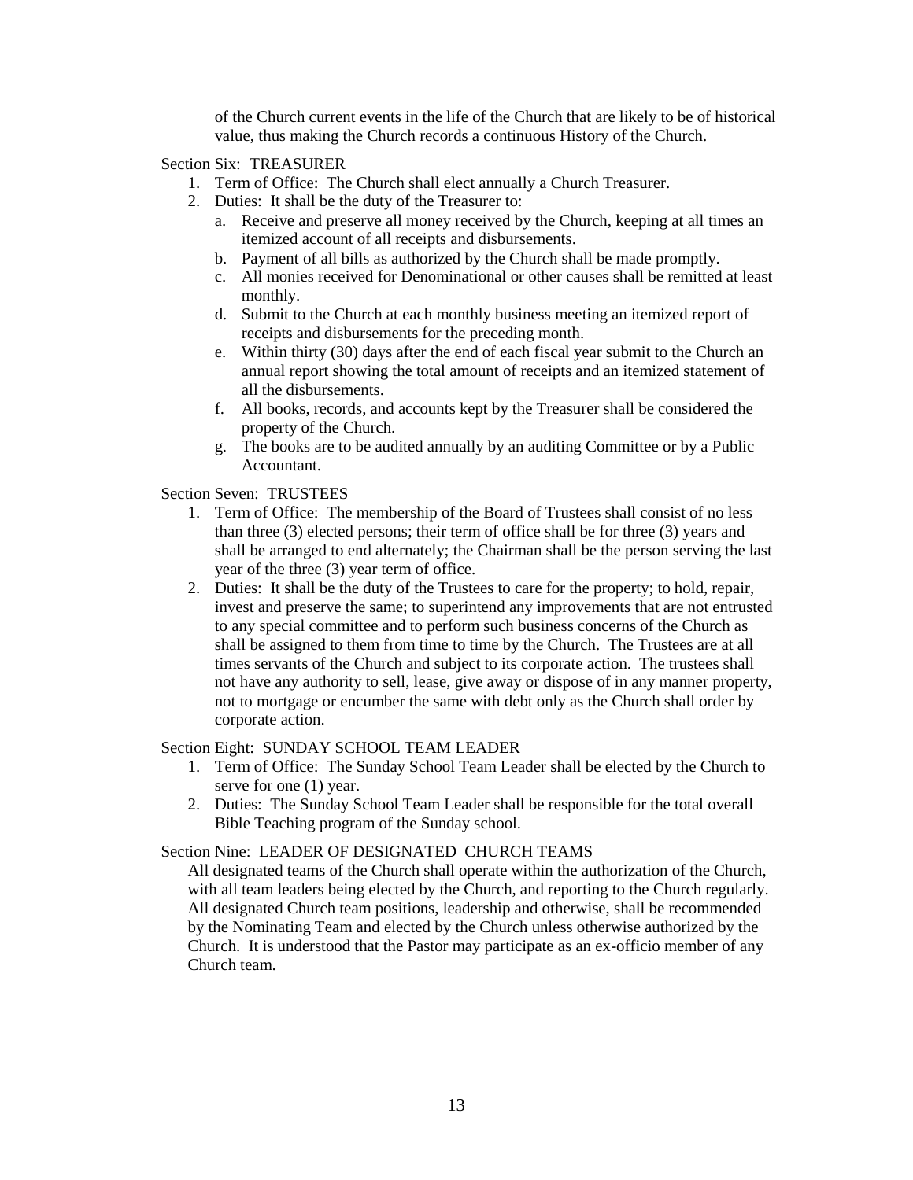of the Church current events in the life of the Church that are likely to be of historical value, thus making the Church records a continuous History of the Church.

Section Six: TREASURER

1. Term of Office: The Church shall elect annually a Church Treasurer.
2. Duties: It shall be the duty of the Treasurer to:
   a. Receive and preserve all money received by the Church, keeping at all times an itemized account of all receipts and disbursements.
   b. Payment of all bills as authorized by the Church shall be made promptly.
   c. All monies received for Denominational or other causes shall be remitted at least monthly.
   d. Submit to the Church at each monthly business meeting an itemized report of receipts and disbursements for the preceding month.
   e. Within thirty (30) days after the end of each fiscal year submit to the Church an annual report showing the total amount of receipts and an itemized statement of all the disbursements.
   f. All books, records, and accounts kept by the Treasurer shall be considered the property of the Church.
   g. The books are to be audited annually by an auditing Committee or by a Public Accountant.

Section Seven: TRUSTEES

1. Term of Office: The membership of the Board of Trustees shall consist of no less than three (3) elected persons; their term of office shall be for three (3) years and shall be arranged to end alternately; the Chairman shall be the person serving the last year of the three (3) year term of office.
2. Duties: It shall be the duty of the Trustees to care for the property; to hold, repair, invest and preserve the same; to superintend any improvements that are not entrusted to any special committee and to perform such business concerns of the Church as shall be assigned to them from time to time by the Church. The Trustees are at all times servants of the Church and subject to its corporate action. The trustees shall not have any authority to sell, lease, give away or dispose of in any manner property, not to mortgage or encumber the same with debt only as the Church shall order by corporate action.

Section Eight: SUNDAY SCHOOL TEAM LEADER

1. Term of Office: The Sunday School Team Leader shall be elected by the Church to serve for one (1) year.
2. Duties: The Sunday School Team Leader shall be responsible for the total overall Bible Teaching program of the Sunday school.

Section Nine: LEADER OF DESIGNATED CHURCH TEAMS

All designated teams of the Church shall operate within the authorization of the Church, with all team leaders being elected by the Church, and reporting to the Church regularly. All designated Church team positions, leadership and otherwise, shall be recommended by the Nominating Team and elected by the Church unless otherwise authorized by the Church. It is understood that the Pastor may participate as an ex-officio member of any Church team.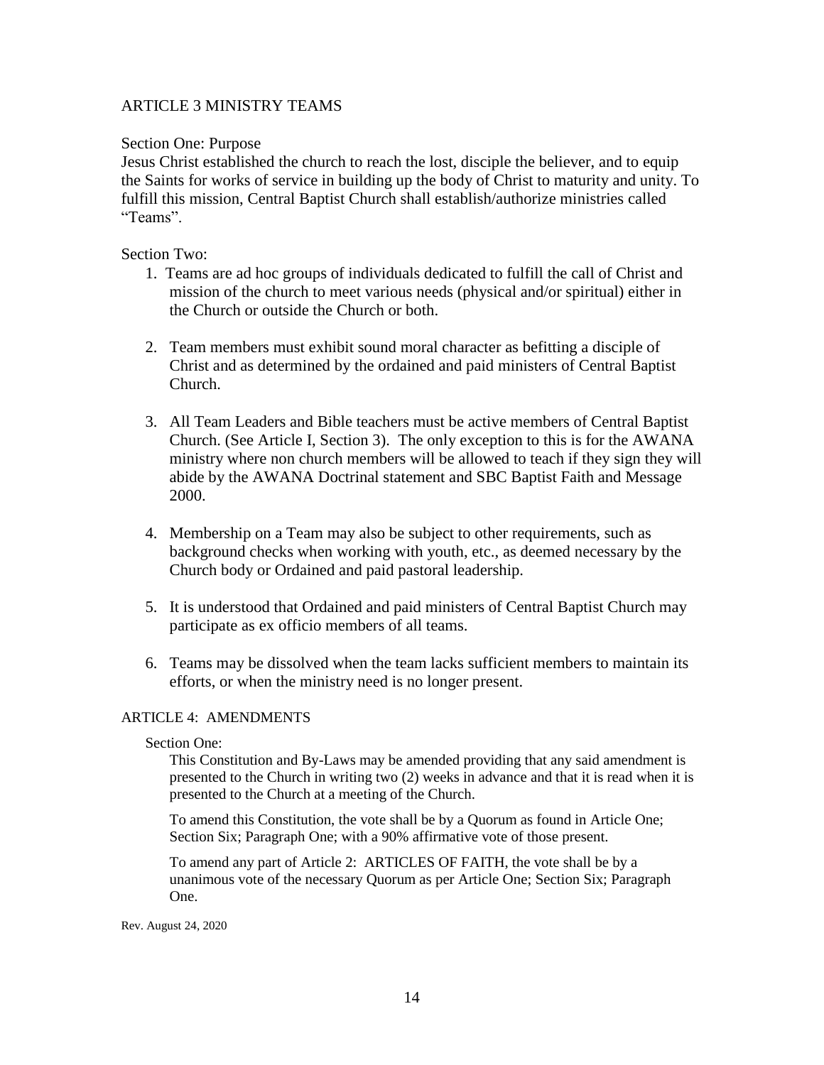## ARTICLE 3 MINISTRY TEAMS

Section One: Purpose

Jesus Christ established the church to reach the lost, disciple the believer, and to equip the Saints for works of service in building up the body of Christ to maturity and unity. To fulfill this mission, Central Baptist Church shall establish/authorize ministries called "Teams".

Section Two:

1. Teams are ad hoc groups of individuals dedicated to fulfill the call of Christ and mission of the church to meet various needs (physical and/or spiritual) either in the Church or outside the Church or both.

2. Team members must exhibit sound moral character as befitting a disciple of Christ and as determined by the ordained and paid ministers of Central Baptist Church.

3. All Team Leaders and Bible teachers must be active members of Central Baptist Church. (See Article I, Section 3). The only exception to this is for the AWANA ministry where non church members will be allowed to teach if they sign they will abide by the AWANA Doctrinal statement and SBC Baptist Faith and Message 2000.

4. Membership on a Team may also be subject to other requirements, such as background checks when working with youth, etc., as deemed necessary by the Church body or Ordained and paid pastoral leadership.

5. It is understood that Ordained and paid ministers of Central Baptist Church may participate as ex officio members of all teams.

6. Teams may be dissolved when the team lacks sufficient members to maintain its efforts, or when the ministry need is no longer present.

## ARTICLE 4: AMENDMENTS

Section One:

This Constitution and By-Laws may be amended providing that any said amendment is presented to the Church in writing two (2) weeks in advance and that it is read when it is presented to the Church at a meeting of the Church.

To amend this Constitution, the vote shall be by a Quorum as found in Article One; Section Six; Paragraph One; with a 90% affirmative vote of those present.

To amend any part of Article 2: ARTICLES OF FAITH, the vote shall be by a unanimous vote of the necessary Quorum as per Article One; Section Six; Paragraph One.

Rev. August 24, 2020